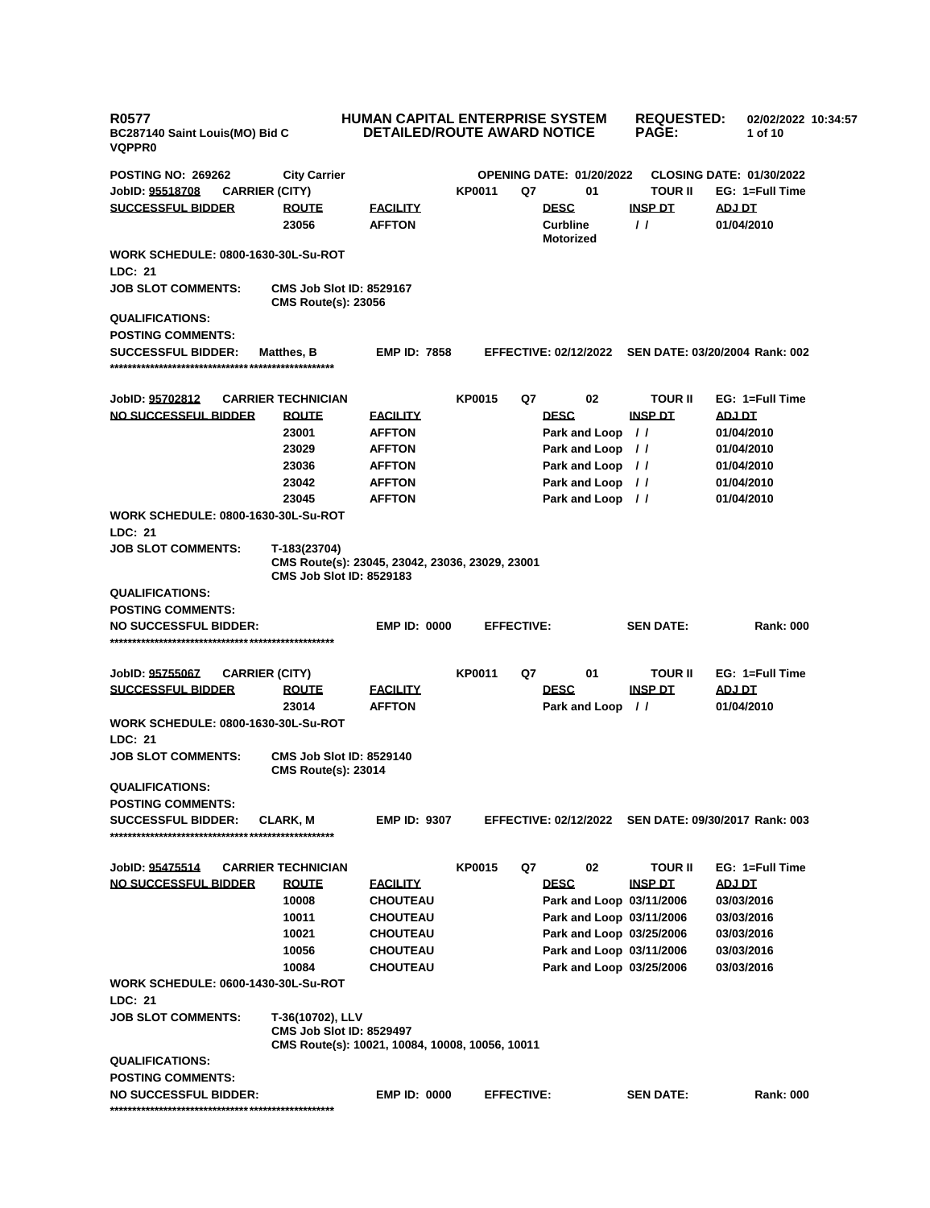**R0577**
**BC287140 Saint Louis(MO) Bid C**
**VQPPR0**

**HUMAN CAPITAL ENTERPRISE SYSTEM**
**DETAILED/ROUTE AWARD NOTICE**

**REQUESTED:** 02/02/2022 10:34:57

**POSTING NO: 269262** | **City Carrier** | **OPENING DATE: 01/20/2022** | **CLOSING DATE: 01/30/2022**

---

**JobID: 95518708** | **CARRIER (CITY)** | **KP0011** | **Q7** | **01** | **TOUR II** | **EG: 1=Full Time**

| SUCCESSFUL BIDDER | ROUTE | FACILITY | DESC | INSP DT | ADJ DT |
|---|---|---|---|---|---|
| | 23056 | AFFTON | Curbline Motorized | / / | 01/04/2010 |

**WORK SCHEDULE:** 0800-1630-30L-Su-ROT
**LDC:** 21
**JOB SLOT COMMENTS:** CMS Job Slot ID: 8529167
CMS Route(s): 23056
**QUALIFICATIONS:**
**POSTING COMMENTS:**
**SUCCESSFUL BIDDER:** Matthes, B | **EMP ID:** 7858 | **EFFECTIVE:** 02/12/2022 | **SEN DATE:** 03/20/2004 **Rank:** 002

**************************************************

**JobID: 95702812** | **CARRIER TECHNICIAN** | **KP0015** | **Q7** | **02** | **TOUR II** | **EG: 1=Full Time**

| NO SUCCESSFUL BIDDER | ROUTE | FACILITY | DESC | INSP DT | ADJ DT |
|---|---|---|---|---|---|
| | 23001 | AFFTON | Park and Loop | / / | 01/04/2010 |
| | 23029 | AFFTON | Park and Loop | / / | 01/04/2010 |
| | 23036 | AFFTON | Park and Loop | / / | 01/04/2010 |
| | 23042 | AFFTON | Park and Loop | / / | 01/04/2010 |
| | 23045 | AFFTON | Park and Loop | / / | 01/04/2010 |

**WORK SCHEDULE:** 0800-1630-30L-Su-ROT
**LDC:** 21
**JOB SLOT COMMENTS:** T-183(23704)
CMS Route(s): 23045, 23042, 23036, 23029, 23001
CMS Job Slot ID: 8529183
**QUALIFICATIONS:**
**POSTING COMMENTS:**
**NO SUCCESSFUL BIDDER:** | **EMP ID:** 0000 | **EFFECTIVE:** | **SEN DATE:** **Rank:** 000

**************************************************

**JobID: 95755067** | **CARRIER (CITY)** | **KP0011** | **Q7** | **01** | **TOUR II** | **EG: 1=Full Time**

| SUCCESSFUL BIDDER | ROUTE | FACILITY | DESC | INSP DT | ADJ DT |
|---|---|---|---|---|---|
| | 23014 | AFFTON | Park and Loop | / / | 01/04/2010 |

**WORK SCHEDULE:** 0800-1630-30L-Su-ROT
**LDC:** 21
**JOB SLOT COMMENTS:** CMS Job Slot ID: 8529140
CMS Route(s): 23014
**QUALIFICATIONS:**
**POSTING COMMENTS:**
**SUCCESSFUL BIDDER:** CLARK, M | **EMP ID:** 9307 | **EFFECTIVE:** 02/12/2022 | **SEN DATE:** 09/30/2017 **Rank:** 003

**************************************************

**JobID: 95475514** | **CARRIER TECHNICIAN** | **KP0015** | **Q7** | **02** | **TOUR II** | **EG: 1=Full Time**

| NO SUCCESSFUL BIDDER | ROUTE | FACILITY | DESC | INSP DT | ADJ DT |
|---|---|---|---|---|---|
| | 10008 | CHOUTEAU | Park and Loop | 03/11/2006 | 03/03/2016 |
| | 10011 | CHOUTEAU | Park and Loop | 03/11/2006 | 03/03/2016 |
| | 10021 | CHOUTEAU | Park and Loop | 03/25/2006 | 03/03/2016 |
| | 10056 | CHOUTEAU | Park and Loop | 03/11/2006 | 03/03/2016 |
| | 10084 | CHOUTEAU | Park and Loop | 03/25/2006 | 03/03/2016 |

**WORK SCHEDULE:** 0600-1430-30L-Su-ROT
**LDC:** 21
**JOB SLOT COMMENTS:** T-36(10702), LLV
CMS Job Slot ID: 8529497
CMS Route(s): 10021, 10084, 10008, 10056, 10011
**QUALIFICATIONS:**
**POSTING COMMENTS:**
**NO SUCCESSFUL BIDDER:** | **EMP ID:** 0000 | **EFFECTIVE:** | **SEN DATE:** **Rank:** 000

**************************************************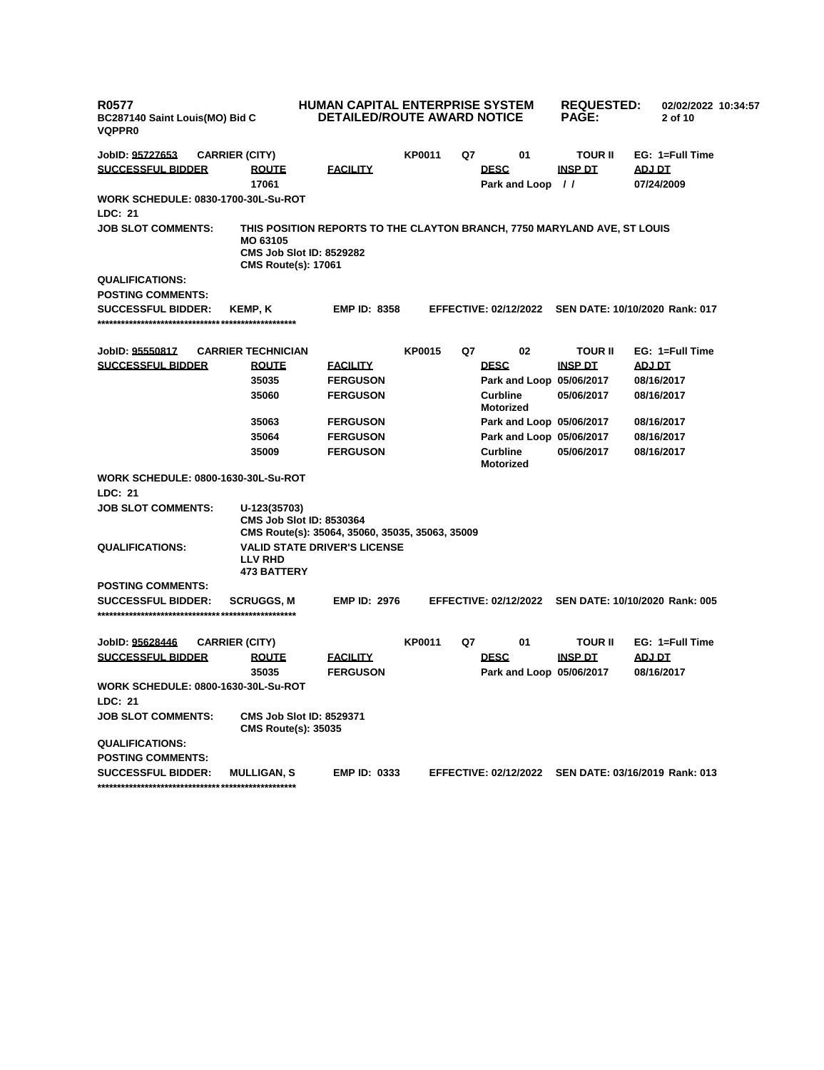**JobID: 95727653** CARRIER (CITY) KP0011 Q7 01 TOUR II EG: 1=Full Time

| SUCCESSFUL BIDDER | ROUTE | FACILITY | DESC | INSP DT | ADJ DT |
|---|---|---|---|---|---|
| | 17061 | | Park and Loop | / / | 07/24/2009 |

**WORK SCHEDULE:** 0830-1700-30L-Su-ROT

**LDC:** 21

**JOB SLOT COMMENTS:** THIS POSITION REPORTS TO THE CLAYTON BRANCH, 7750 MARYLAND AVE, ST LOUIS MO 63105
CMS Job Slot ID: 8529282
CMS Route(s): 17061

**QUALIFICATIONS:**

**POSTING COMMENTS:**

**SUCCESSFUL BIDDER:** KEMP, K **EMP ID:** 8358 **EFFECTIVE:** 02/12/2022 **SEN DATE:** 10/10/2020 **Rank:** 017

****************************************************

**JobID: 95550817** CARRIER TECHNICIAN KP0015 Q7 02 TOUR II EG: 1=Full Time

| SUCCESSFUL BIDDER | ROUTE | FACILITY | DESC | INSP DT | ADJ DT |
|---|---|---|---|---|---|
| | 35035 | FERGUSON | Park and Loop | 05/06/2017 | 08/16/2017 |
| | 35060 | FERGUSON | Curbline Motorized | 05/06/2017 | 08/16/2017 |
| | 35063 | FERGUSON | Park and Loop | 05/06/2017 | 08/16/2017 |
| | 35064 | FERGUSON | Park and Loop | 05/06/2017 | 08/16/2017 |
| | 35009 | FERGUSON | Curbline Motorized | 05/06/2017 | 08/16/2017 |

**WORK SCHEDULE:** 0800-1630-30L-Su-ROT

**LDC:** 21

**JOB SLOT COMMENTS:** U-123(35703)
CMS Job Slot ID: 8530364
CMS Route(s): 35064, 35060, 35035, 35063, 35009

**QUALIFICATIONS:** VALID STATE DRIVER'S LICENSE
LLV RHD
473 BATTERY

**POSTING COMMENTS:**

**SUCCESSFUL BIDDER:** SCRUGGS, M **EMP ID:** 2976 **EFFECTIVE:** 02/12/2022 **SEN DATE:** 10/10/2020 **Rank:** 005

****************************************************

**JobID: 95628446** CARRIER (CITY) KP0011 Q7 01 TOUR II EG: 1=Full Time

| SUCCESSFUL BIDDER | ROUTE | FACILITY | DESC | INSP DT | ADJ DT |
|---|---|---|---|---|---|
| | 35035 | FERGUSON | Park and Loop | 05/06/2017 | 08/16/2017 |

**WORK SCHEDULE:** 0800-1630-30L-Su-ROT

**LDC:** 21

**JOB SLOT COMMENTS:** CMS Job Slot ID: 8529371
CMS Route(s): 35035

**QUALIFICATIONS:**

**POSTING COMMENTS:**

**SUCCESSFUL BIDDER:** MULLIGAN, S **EMP ID:** 0333 **EFFECTIVE:** 02/12/2022 **SEN DATE:** 03/16/2019 **Rank:** 013

****************************************************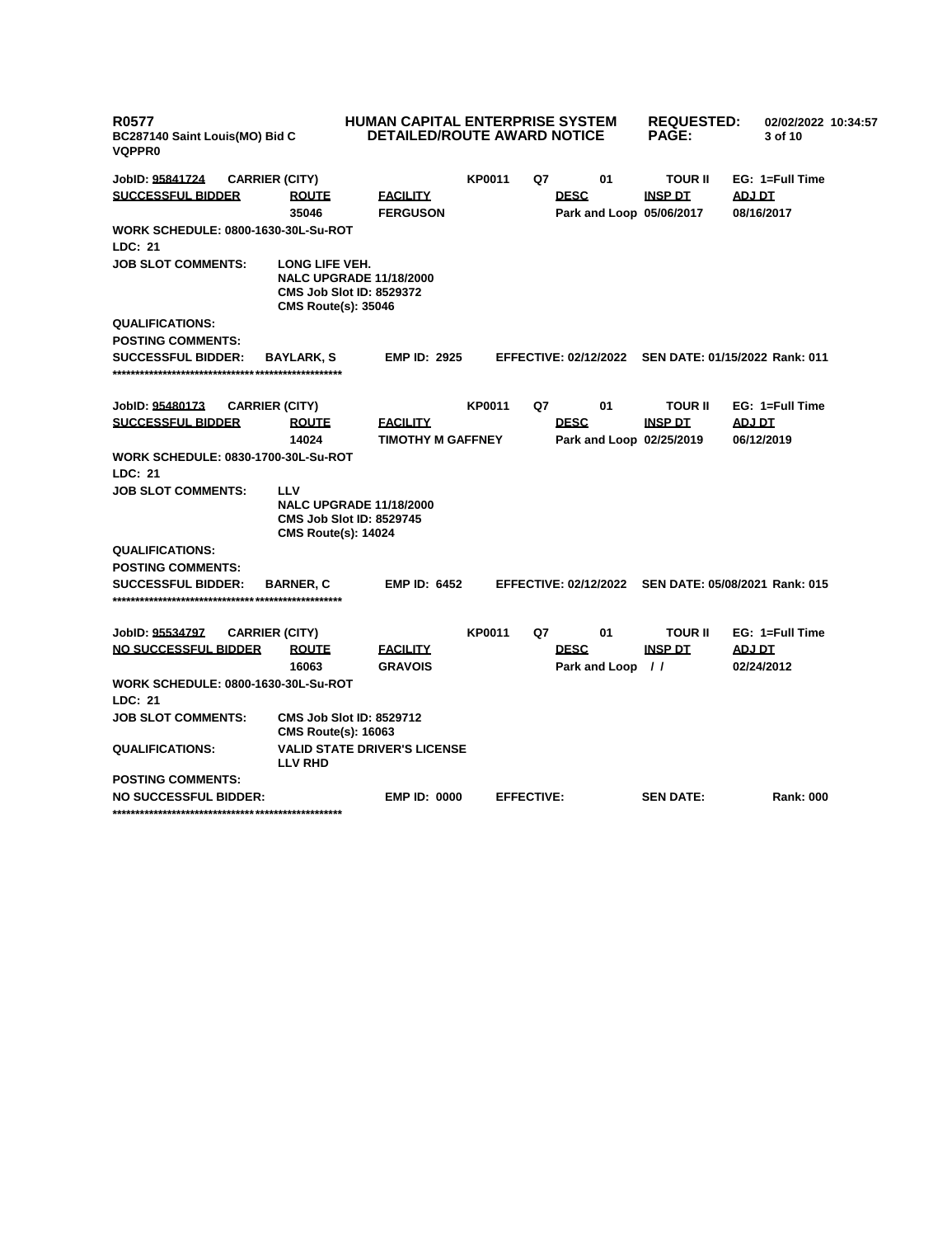R0577
BC287140 Saint Louis(MO) Bid C
VQPPR0

**HUMAN CAPITAL ENTERPRISE SYSTEM**
**DETAILED/ROUTE AWARD NOTICE**

**REQUESTED:** 02/02/2022 10:34:57

---

**JobID: 95841724** CARRIER (CITY) KP0011 Q7 01 TOUR II EG: 1=Full Time

| SUCCESSFUL BIDDER | ROUTE | FACILITY | DESC | INSP DT | ADJ DT |
|---|---|---|---|---|---|
| | 35046 | FERGUSON | Park and Loop | 05/06/2017 | 08/16/2017 |

**WORK SCHEDULE:** 0800-1630-30L-Su-ROT

**LDC:** 21

**JOB SLOT COMMENTS:** LONG LIFE VEH.
NALC UPGRADE 11/18/2000
CMS Job Slot ID: 8529372
CMS Route(s): 35046

**QUALIFICATIONS:**

**POSTING COMMENTS:**

**SUCCESSFUL BIDDER:** BAYLARK, S **EMP ID:** 2925 **EFFECTIVE:** 02/12/2022 **SEN DATE:** 01/15/2022 **Rank:** 011

**************************************************

**JobID: 95480173** CARRIER (CITY) KP0011 Q7 01 TOUR II EG: 1=Full Time

| SUCCESSFUL BIDDER | ROUTE | FACILITY | DESC | INSP DT | ADJ DT |
|---|---|---|---|---|---|
| | 14024 | TIMOTHY M GAFFNEY | Park and Loop | 02/25/2019 | 06/12/2019 |

**WORK SCHEDULE:** 0830-1700-30L-Su-ROT

**LDC:** 21

**JOB SLOT COMMENTS:** LLV
NALC UPGRADE 11/18/2000
CMS Job Slot ID: 8529745
CMS Route(s): 14024

**QUALIFICATIONS:**

**POSTING COMMENTS:**

**SUCCESSFUL BIDDER:** BARNER, C **EMP ID:** 6452 **EFFECTIVE:** 02/12/2022 **SEN DATE:** 05/08/2021 **Rank:** 015

**************************************************

**JobID: 95534797** CARRIER (CITY) KP0011 Q7 01 TOUR II EG: 1=Full Time

| NO SUCCESSFUL BIDDER | ROUTE | FACILITY | DESC | INSP DT | ADJ DT |
|---|---|---|---|---|---|
| | 16063 | GRAVOIS | Park and Loop | / / | 02/24/2012 |

**WORK SCHEDULE:** 0800-1630-30L-Su-ROT

**LDC:** 21

**JOB SLOT COMMENTS:** CMS Job Slot ID: 8529712
CMS Route(s): 16063

**QUALIFICATIONS:** VALID STATE DRIVER'S LICENSE
LLV RHD

**POSTING COMMENTS:**

**NO SUCCESSFUL BIDDER:** **EMP ID:** 0000 **EFFECTIVE:** **SEN DATE:** **Rank:** 000

**************************************************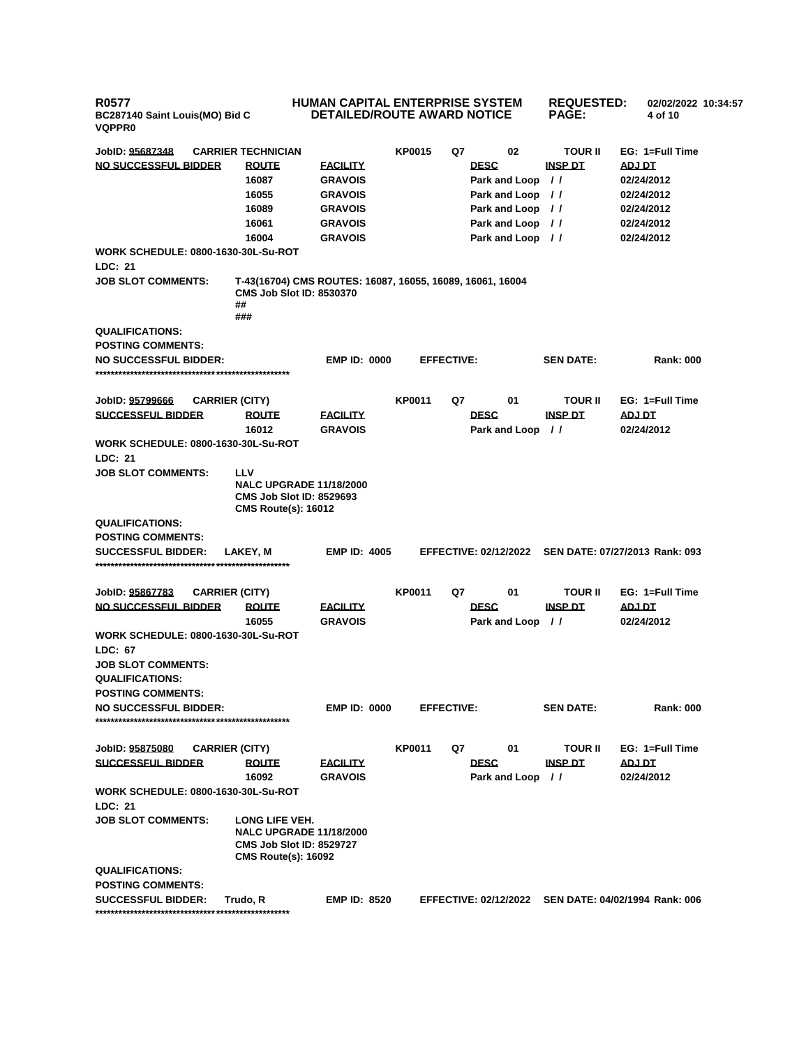**R0577** — **HUMAN CAPITAL ENTERPRISE SYSTEM** — **REQUESTED: 02/02/2022 10:34:57**
**BC287140 Saint Louis(MO) Bid C** — **DETAILED/ROUTE AWARD NOTICE**
**VQPPR0**

---

**JobID: 95687348** | **CARRIER TECHNICIAN** | **KP0015** | **Q7** | **02** | **TOUR II** | **EG: 1=Full Time**

| NO SUCCESSFUL BIDDER | ROUTE | FACILITY | DESC | INSP DT | ADJ DT |
|---|---|---|---|---|---|
| | 16087 | GRAVOIS | Park and Loop | / / | 02/24/2012 |
| | 16055 | GRAVOIS | Park and Loop | / / | 02/24/2012 |
| | 16089 | GRAVOIS | Park and Loop | / / | 02/24/2012 |
| | 16061 | GRAVOIS | Park and Loop | / / | 02/24/2012 |
| | 16004 | GRAVOIS | Park and Loop | / / | 02/24/2012 |

**WORK SCHEDULE: 0800-1630-30L-Su-ROT**
**LDC: 21**
**JOB SLOT COMMENTS:** T-43(16704) CMS ROUTES: 16087, 16055, 16089, 16061, 16004
CMS Job Slot ID: 8530370
##
###
**QUALIFICATIONS:**
**POSTING COMMENTS:**
**NO SUCCESSFUL BIDDER:** | **EMP ID: 0000** | **EFFECTIVE:** | **SEN DATE:** | **Rank: 000**

***************************************************

**JobID: 95799666** | **CARRIER (CITY)** | **KP0011** | **Q7** | **01** | **TOUR II** | **EG: 1=Full Time**

| SUCCESSFUL BIDDER | ROUTE | FACILITY | DESC | INSP DT | ADJ DT |
|---|---|---|---|---|---|
| | 16012 | GRAVOIS | Park and Loop | / / | 02/24/2012 |

**WORK SCHEDULE: 0800-1630-30L-Su-ROT**
**LDC: 21**
**JOB SLOT COMMENTS:** LLV
NALC UPGRADE 11/18/2000
CMS Job Slot ID: 8529693
CMS Route(s): 16012
**QUALIFICATIONS:**
**POSTING COMMENTS:**
**SUCCESSFUL BIDDER:** LAKEY, M | **EMP ID: 4005** | **EFFECTIVE: 02/12/2022** | **SEN DATE: 07/27/2013** | **Rank: 093**

***************************************************

**JobID: 95867783** | **CARRIER (CITY)** | **KP0011** | **Q7** | **01** | **TOUR II** | **EG: 1=Full Time**

| NO SUCCESSFUL BIDDER | ROUTE | FACILITY | DESC | INSP DT | ADJ DT |
|---|---|---|---|---|---|
| | 16055 | GRAVOIS | Park and Loop | / / | 02/24/2012 |

**WORK SCHEDULE: 0800-1630-30L-Su-ROT**
**LDC: 67**
**JOB SLOT COMMENTS:**
**QUALIFICATIONS:**
**POSTING COMMENTS:**
**NO SUCCESSFUL BIDDER:** | **EMP ID: 0000** | **EFFECTIVE:** | **SEN DATE:** | **Rank: 000**

***************************************************

**JobID: 95875080** | **CARRIER (CITY)** | **KP0011** | **Q7** | **01** | **TOUR II** | **EG: 1=Full Time**

| SUCCESSFUL BIDDER | ROUTE | FACILITY | DESC | INSP DT | ADJ DT |
|---|---|---|---|---|---|
| | 16092 | GRAVOIS | Park and Loop | / / | 02/24/2012 |

**WORK SCHEDULE: 0800-1630-30L-Su-ROT**
**LDC: 21**
**JOB SLOT COMMENTS:** LONG LIFE VEH.
NALC UPGRADE 11/18/2000
CMS Job Slot ID: 8529727
CMS Route(s): 16092
**QUALIFICATIONS:**
**POSTING COMMENTS:**
**SUCCESSFUL BIDDER:** Trudo, R | **EMP ID: 8520** | **EFFECTIVE: 02/12/2022** | **SEN DATE: 04/02/1994** | **Rank: 006**

***************************************************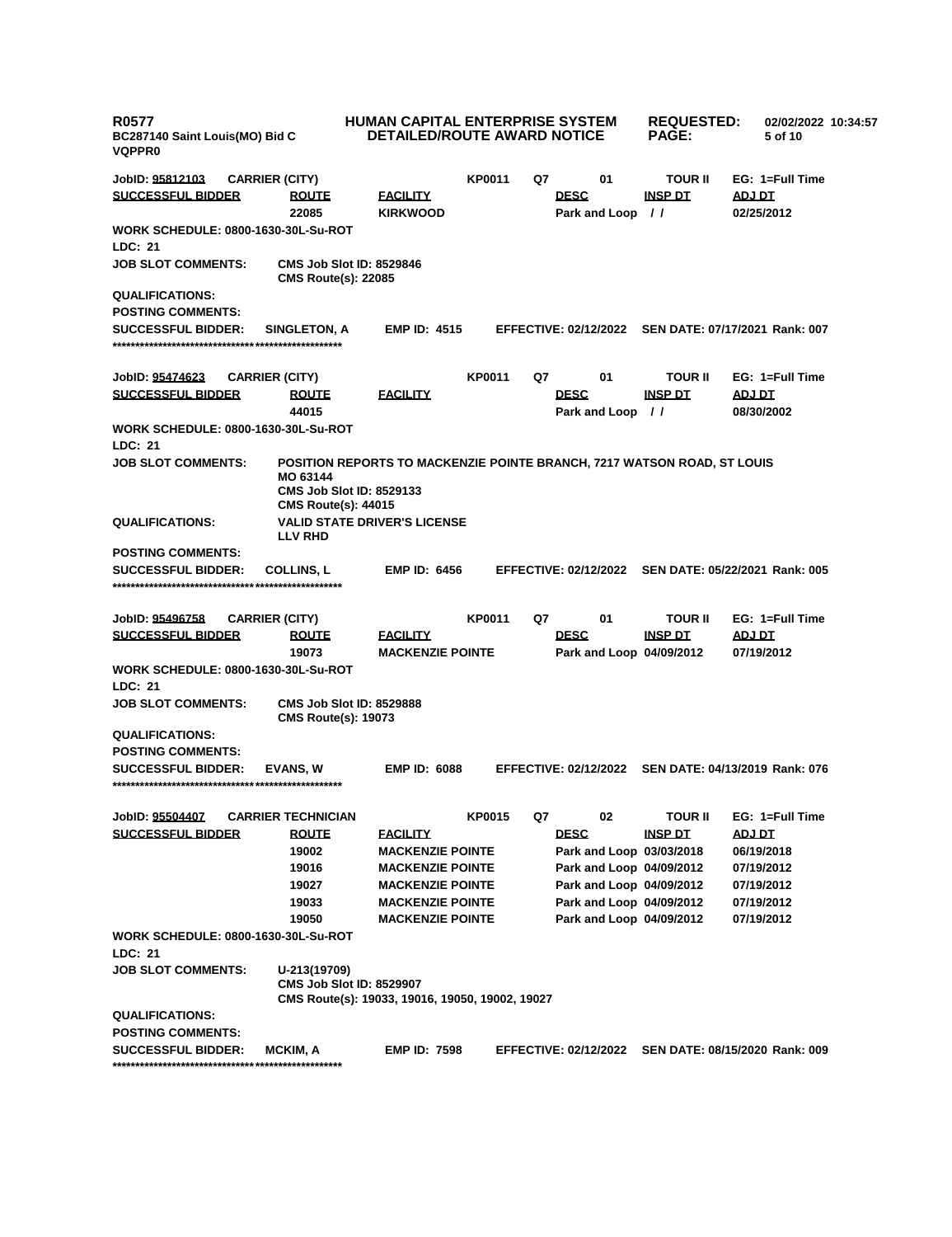R0577 HUMAN CAPITAL ENTERPRISE SYSTEM REQUESTED: 02/02/2022 10:34:57
BC287140 Saint Louis(MO) Bid C DETAILED/ROUTE AWARD NOTICE
VQPPR0

**JobID: 95812103** **CARRIER (CITY)** **KP0011** **Q7** **01** **TOUR II** **EG: 1=Full Time**

| SUCCESSFUL BIDDER | ROUTE | FACILITY | DESC | INSP DT | ADJ DT |
|---|---|---|---|---|---|
| | 22085 | KIRKWOOD | Park and Loop | / / | 02/25/2012 |

**WORK SCHEDULE:** 0800-1630-30L-Su-ROT
**LDC:** 21
**JOB SLOT COMMENTS:** CMS Job Slot ID: 8529846
CMS Route(s): 22085
**QUALIFICATIONS:**
**POSTING COMMENTS:**
**SUCCESSFUL BIDDER:** SINGLETON, A **EMP ID:** 4515 **EFFECTIVE:** 02/12/2022 **SEN DATE:** 07/17/2021 **Rank:** 007

**************************************************

**JobID: 95474623** **CARRIER (CITY)** **KP0011** **Q7** **01** **TOUR II** **EG: 1=Full Time**

| SUCCESSFUL BIDDER | ROUTE | FACILITY | DESC | INSP DT | ADJ DT |
|---|---|---|---|---|---|
| | 44015 | | Park and Loop | / / | 08/30/2002 |

**WORK SCHEDULE:** 0800-1630-30L-Su-ROT
**LDC:** 21
**JOB SLOT COMMENTS:** POSITION REPORTS TO MACKENZIE POINTE BRANCH, 7217 WATSON ROAD, ST LOUIS MO 63144
CMS Job Slot ID: 8529133
CMS Route(s): 44015
**QUALIFICATIONS:** VALID STATE DRIVER'S LICENSE
LLV RHD
**POSTING COMMENTS:**
**SUCCESSFUL BIDDER:** COLLINS, L **EMP ID:** 6456 **EFFECTIVE:** 02/12/2022 **SEN DATE:** 05/22/2021 **Rank:** 005

**************************************************

**JobID: 95496758** **CARRIER (CITY)** **KP0011** **Q7** **01** **TOUR II** **EG: 1=Full Time**

| SUCCESSFUL BIDDER | ROUTE | FACILITY | DESC | INSP DT | ADJ DT |
|---|---|---|---|---|---|
| | 19073 | MACKENZIE POINTE | Park and Loop | 04/09/2012 | 07/19/2012 |

**WORK SCHEDULE:** 0800-1630-30L-Su-ROT
**LDC:** 21
**JOB SLOT COMMENTS:** CMS Job Slot ID: 8529888
CMS Route(s): 19073
**QUALIFICATIONS:**
**POSTING COMMENTS:**
**SUCCESSFUL BIDDER:** EVANS, W **EMP ID:** 6088 **EFFECTIVE:** 02/12/2022 **SEN DATE:** 04/13/2019 **Rank:** 076

**************************************************

**JobID: 95504407** **CARRIER TECHNICIAN** **KP0015** **Q7** **02** **TOUR II** **EG: 1=Full Time**

| SUCCESSFUL BIDDER | ROUTE | FACILITY | DESC | INSP DT | ADJ DT |
|---|---|---|---|---|---|
| | 19002 | MACKENZIE POINTE | Park and Loop | 03/03/2018 | 06/19/2018 |
| | 19016 | MACKENZIE POINTE | Park and Loop | 04/09/2012 | 07/19/2012 |
| | 19027 | MACKENZIE POINTE | Park and Loop | 04/09/2012 | 07/19/2012 |
| | 19033 | MACKENZIE POINTE | Park and Loop | 04/09/2012 | 07/19/2012 |
| | 19050 | MACKENZIE POINTE | Park and Loop | 04/09/2012 | 07/19/2012 |

**WORK SCHEDULE:** 0800-1630-30L-Su-ROT
**LDC:** 21
**JOB SLOT COMMENTS:** U-213(19709)
CMS Job Slot ID: 8529907
CMS Route(s): 19033, 19016, 19050, 19002, 19027
**QUALIFICATIONS:**
**POSTING COMMENTS:**
**SUCCESSFUL BIDDER:** MCKIM, A **EMP ID:** 7598 **EFFECTIVE:** 02/12/2022 **SEN DATE:** 08/15/2020 **Rank:** 009

**************************************************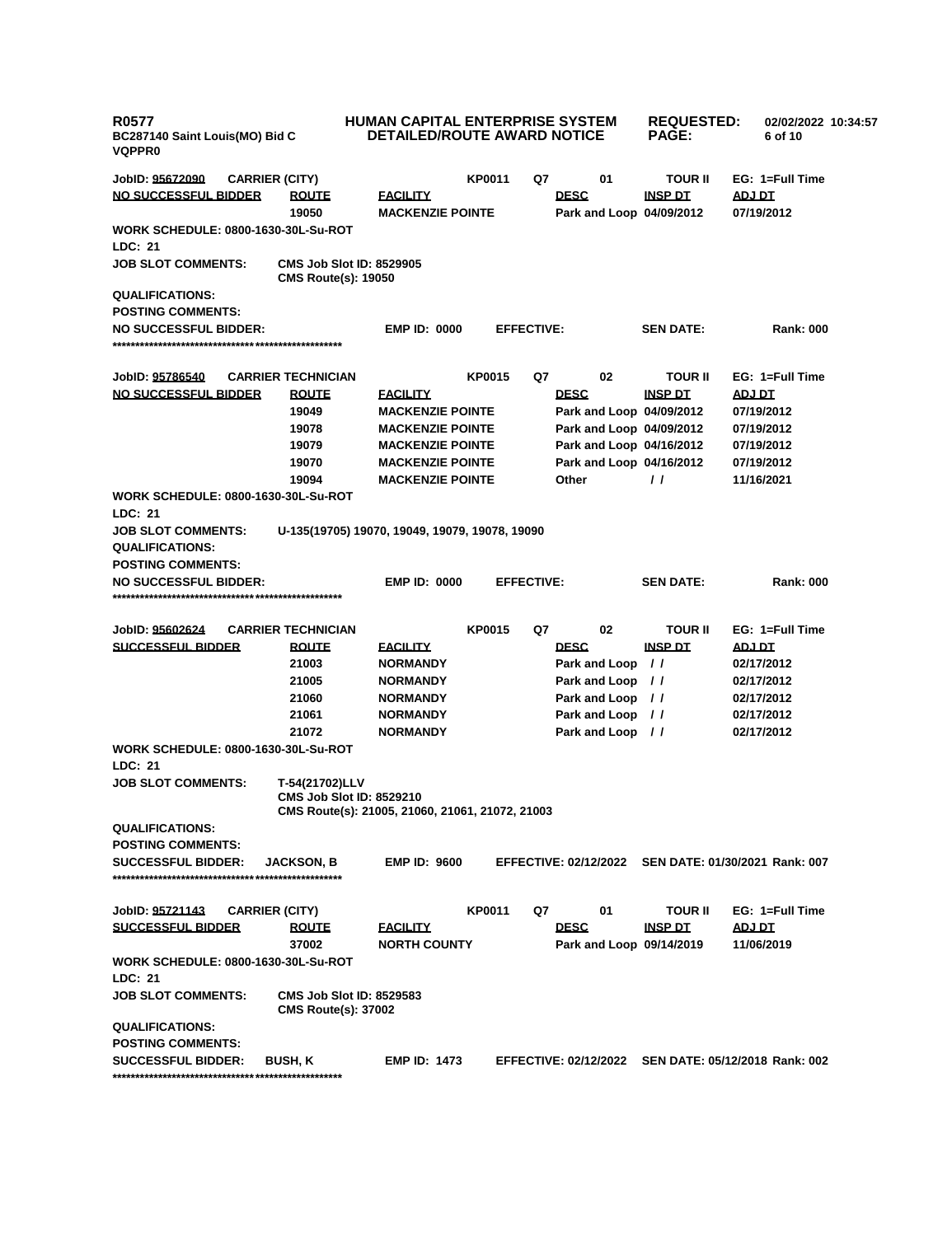JobID: 95672090 | CARRIER (CITY) | KP0011 | Q7 | 01 | TOUR II | EG: 1=Full Time

| NO SUCCESSFUL BIDDER | ROUTE | FACILITY | DESC | INSP DT | ADJ DT |
|---|---|---|---|---|---|
| | 19050 | MACKENZIE POINTE | Park and Loop | 04/09/2012 | 07/19/2012 |

WORK SCHEDULE: 0800-1630-30L-Su-ROT

LDC: 21

JOB SLOT COMMENTS: CMS Job Slot ID: 8529905
CMS Route(s): 19050

QUALIFICATIONS:

POSTING COMMENTS:

NO SUCCESSFUL BIDDER: | EMP ID: 0000 | EFFECTIVE: | SEN DATE: | Rank: 000

****************************************************

JobID: 95786540 | CARRIER TECHNICIAN | KP0015 | Q7 | 02 | TOUR II | EG: 1=Full Time

| NO SUCCESSFUL BIDDER | ROUTE | FACILITY | DESC | INSP DT | ADJ DT |
|---|---|---|---|---|---|
| | 19049 | MACKENZIE POINTE | Park and Loop | 04/09/2012 | 07/19/2012 |
| | 19078 | MACKENZIE POINTE | Park and Loop | 04/09/2012 | 07/19/2012 |
| | 19079 | MACKENZIE POINTE | Park and Loop | 04/16/2012 | 07/19/2012 |
| | 19070 | MACKENZIE POINTE | Park and Loop | 04/16/2012 | 07/19/2012 |
| | 19094 | MACKENZIE POINTE | Other | / / | 11/16/2021 |

WORK SCHEDULE: 0800-1630-30L-Su-ROT

LDC: 21

JOB SLOT COMMENTS: U-135(19705) 19070, 19049, 19079, 19078, 19090

QUALIFICATIONS:

POSTING COMMENTS:

NO SUCCESSFUL BIDDER: | EMP ID: 0000 | EFFECTIVE: | SEN DATE: | Rank: 000

****************************************************

JobID: 95602624 | CARRIER TECHNICIAN | KP0015 | Q7 | 02 | TOUR II | EG: 1=Full Time

| SUCCESSFUL BIDDER | ROUTE | FACILITY | DESC | INSP DT | ADJ DT |
|---|---|---|---|---|---|
| | 21003 | NORMANDY | Park and Loop | / / | 02/17/2012 |
| | 21005 | NORMANDY | Park and Loop | / / | 02/17/2012 |
| | 21060 | NORMANDY | Park and Loop | / / | 02/17/2012 |
| | 21061 | NORMANDY | Park and Loop | / / | 02/17/2012 |
| | 21072 | NORMANDY | Park and Loop | / / | 02/17/2012 |

WORK SCHEDULE: 0800-1630-30L-Su-ROT

LDC: 21

JOB SLOT COMMENTS: T-54(21702)LLV
CMS Job Slot ID: 8529210
CMS Route(s): 21005, 21060, 21061, 21072, 21003

QUALIFICATIONS:

POSTING COMMENTS:

SUCCESSFUL BIDDER: JACKSON, B | EMP ID: 9600 | EFFECTIVE: 02/12/2022 | SEN DATE: 01/30/2021 | Rank: 007

****************************************************

JobID: 95721143 | CARRIER (CITY) | KP0011 | Q7 | 01 | TOUR II | EG: 1=Full Time

| SUCCESSFUL BIDDER | ROUTE | FACILITY | DESC | INSP DT | ADJ DT |
|---|---|---|---|---|---|
| | 37002 | NORTH COUNTY | Park and Loop | 09/14/2019 | 11/06/2019 |

WORK SCHEDULE: 0800-1630-30L-Su-ROT

LDC: 21

JOB SLOT COMMENTS: CMS Job Slot ID: 8529583
CMS Route(s): 37002

QUALIFICATIONS:

POSTING COMMENTS:

SUCCESSFUL BIDDER: BUSH, K | EMP ID: 1473 | EFFECTIVE: 02/12/2022 | SEN DATE: 05/12/2018 | Rank: 002

****************************************************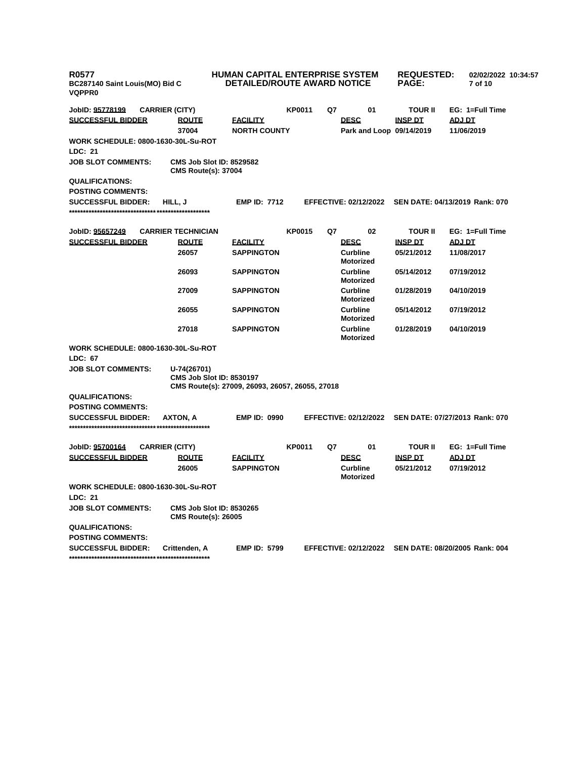**R0577** **HUMAN CAPITAL ENTERPRISE SYSTEM** **REQUESTED:** 02/02/2022 10:34:57
**BC287140 Saint Louis(MO) Bid C** **DETAILED/ROUTE AWARD NOTICE** **PAGE:**
**VQPPR0**

**JobID: 95778199** **CARRIER (CITY)** **KP0011** **Q7** **01** **TOUR II** **EG: 1=Full Time**

| SUCCESSFUL BIDDER | ROUTE | FACILITY | DESC | INSP DT | ADJ DT |
|---|---|---|---|---|---|
| | 37004 | NORTH COUNTY | Park and Loop | 09/14/2019 | 11/06/2019 |

**WORK SCHEDULE: 0800-1630-30L-Su-ROT**
**LDC: 21**
**JOB SLOT COMMENTS:** CMS Job Slot ID: 8529582
CMS Route(s): 37004
**QUALIFICATIONS:**
**POSTING COMMENTS:**
**SUCCESSFUL BIDDER:** HILL, J **EMP ID: 7712** **EFFECTIVE: 02/12/2022** **SEN DATE: 04/13/2019 Rank: 070**

***************************************************

**JobID: 95657249** **CARRIER TECHNICIAN** **KP0015** **Q7** **02** **TOUR II** **EG: 1=Full Time**

| SUCCESSFUL BIDDER | ROUTE | FACILITY | DESC | INSP DT | ADJ DT |
|---|---|---|---|---|---|
| | 26057 | SAPPINGTON | Curbline Motorized | 05/21/2012 | 11/08/2017 |
| | 26093 | SAPPINGTON | Curbline Motorized | 05/14/2012 | 07/19/2012 |
| | 27009 | SAPPINGTON | Curbline Motorized | 01/28/2019 | 04/10/2019 |
| | 26055 | SAPPINGTON | Curbline Motorized | 05/14/2012 | 07/19/2012 |
| | 27018 | SAPPINGTON | Curbline Motorized | 01/28/2019 | 04/10/2019 |

**WORK SCHEDULE: 0800-1630-30L-Su-ROT**
**LDC: 67**
**JOB SLOT COMMENTS:** U-74(26701)
CMS Job Slot ID: 8530197
CMS Route(s): 27009, 26093, 26057, 26055, 27018
**QUALIFICATIONS:**
**POSTING COMMENTS:**
**SUCCESSFUL BIDDER:** AXTON, A **EMP ID: 0990** **EFFECTIVE: 02/12/2022** **SEN DATE: 07/27/2013 Rank: 070**

***************************************************

**JobID: 95700164** **CARRIER (CITY)** **KP0011** **Q7** **01** **TOUR II** **EG: 1=Full Time**

| SUCCESSFUL BIDDER | ROUTE | FACILITY | DESC | INSP DT | ADJ DT |
|---|---|---|---|---|---|
| | 26005 | SAPPINGTON | Curbline Motorized | 05/21/2012 | 07/19/2012 |

**WORK SCHEDULE: 0800-1630-30L-Su-ROT**
**LDC: 21**
**JOB SLOT COMMENTS:** CMS Job Slot ID: 8530265
CMS Route(s): 26005
**QUALIFICATIONS:**
**POSTING COMMENTS:**
**SUCCESSFUL BIDDER:** Crittenden, A **EMP ID: 5799** **EFFECTIVE: 02/12/2022** **SEN DATE: 08/20/2005 Rank: 004**

***************************************************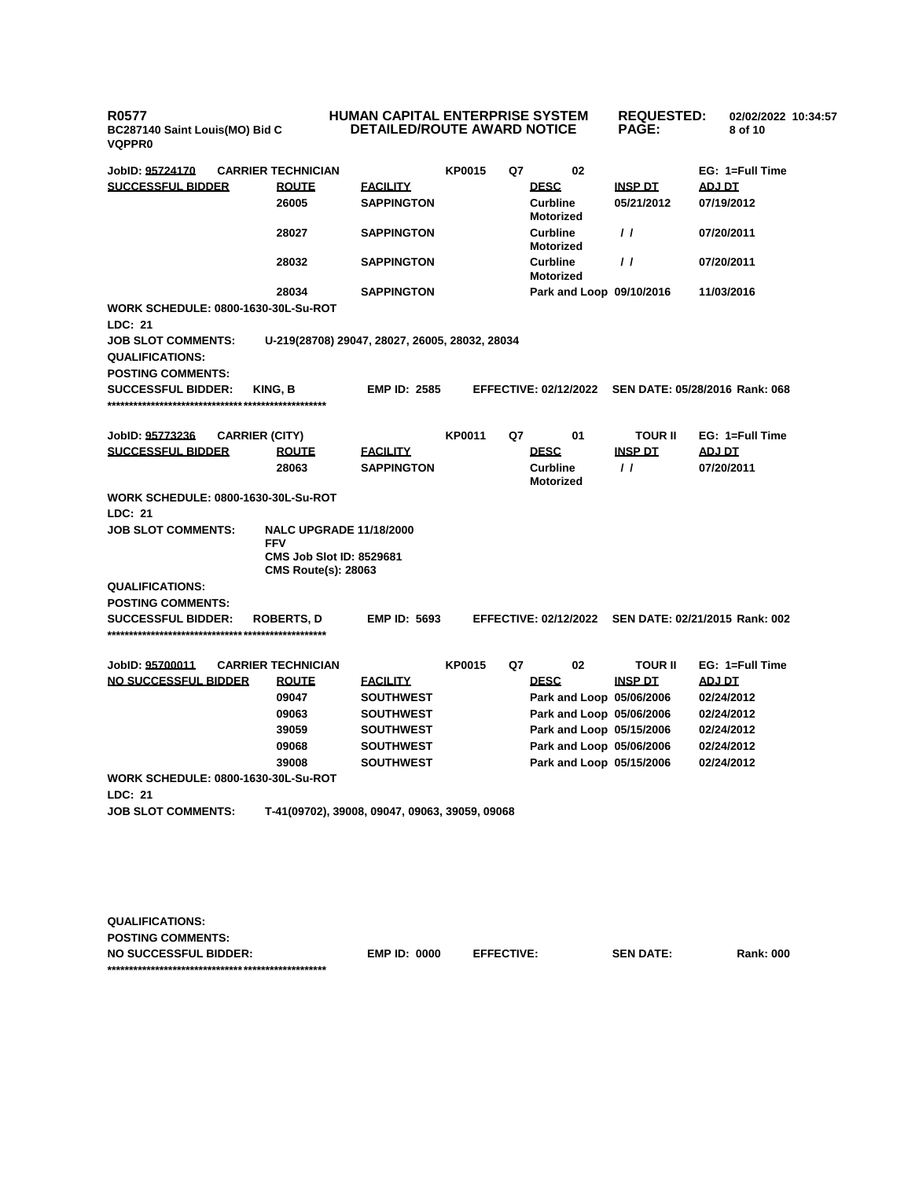**R0577** **HUMAN CAPITAL ENTERPRISE SYSTEM** **REQUESTED: 02/02/2022 10:34:57**
**BC287140 Saint Louis(MO) Bid C** **DETAILED/ROUTE AWARD NOTICE**
**VQPPR0**

**JobID: 95724170** **CARRIER TECHNICIAN** **KP0015** **Q7** **02** **EG: 1=Full Time**

| SUCCESSFUL BIDDER | ROUTE | FACILITY | DESC | INSP DT | ADJ DT |
|---|---|---|---|---|---|
| | 26005 | SAPPINGTON | Curbline Motorized | 05/21/2012 | 07/19/2012 |
| | 28027 | SAPPINGTON | Curbline Motorized | / / | 07/20/2011 |
| | 28032 | SAPPINGTON | Curbline Motorized | / / | 07/20/2011 |
| | 28034 | SAPPINGTON | Park and Loop | 09/10/2016 | 11/03/2016 |

**WORK SCHEDULE: 0800-1630-30L-Su-ROT**
**LDC: 21**
**JOB SLOT COMMENTS:** U-219(28708) 29047, 28027, 26005, 28032, 28034
**QUALIFICATIONS:**
**POSTING COMMENTS:**
**SUCCESSFUL BIDDER:** KING, B **EMP ID: 2585** **EFFECTIVE: 02/12/2022** **SEN DATE: 05/28/2016 Rank: 068**
****************************************************

**JobID: 95773236** **CARRIER (CITY)** **KP0011** **Q7** **01** **TOUR II** **EG: 1=Full Time**

| SUCCESSFUL BIDDER | ROUTE | FACILITY | DESC | INSP DT | ADJ DT |
|---|---|---|---|---|---|
| | 28063 | SAPPINGTON | Curbline Motorized | / / | 07/20/2011 |

**WORK SCHEDULE: 0800-1630-30L-Su-ROT**
**LDC: 21**
**JOB SLOT COMMENTS:** NALC UPGRADE 11/18/2000
FFV
CMS Job Slot ID: 8529681
CMS Route(s): 28063
**QUALIFICATIONS:**
**POSTING COMMENTS:**
**SUCCESSFUL BIDDER:** ROBERTS, D **EMP ID: 5693** **EFFECTIVE: 02/12/2022** **SEN DATE: 02/21/2015 Rank: 002**
****************************************************

**JobID: 95700011** **CARRIER TECHNICIAN** **KP0015** **Q7** **02** **TOUR II** **EG: 1=Full Time**

| NO SUCCESSFUL BIDDER | ROUTE | FACILITY | DESC | INSP DT | ADJ DT |
|---|---|---|---|---|---|
| | 09047 | SOUTHWEST | Park and Loop | 05/06/2006 | 02/24/2012 |
| | 09063 | SOUTHWEST | Park and Loop | 05/06/2006 | 02/24/2012 |
| | 39059 | SOUTHWEST | Park and Loop | 05/15/2006 | 02/24/2012 |
| | 09068 | SOUTHWEST | Park and Loop | 05/06/2006 | 02/24/2012 |
| | 39008 | SOUTHWEST | Park and Loop | 05/15/2006 | 02/24/2012 |

**WORK SCHEDULE: 0800-1630-30L-Su-ROT**
**LDC: 21**
**JOB SLOT COMMENTS:** T-41(09702), 39008, 09047, 09063, 39059, 09068

**QUALIFICATIONS:**
**POSTING COMMENTS:**
**NO SUCCESSFUL BIDDER:** **EMP ID: 0000** **EFFECTIVE:** **SEN DATE:** **Rank: 000**
****************************************************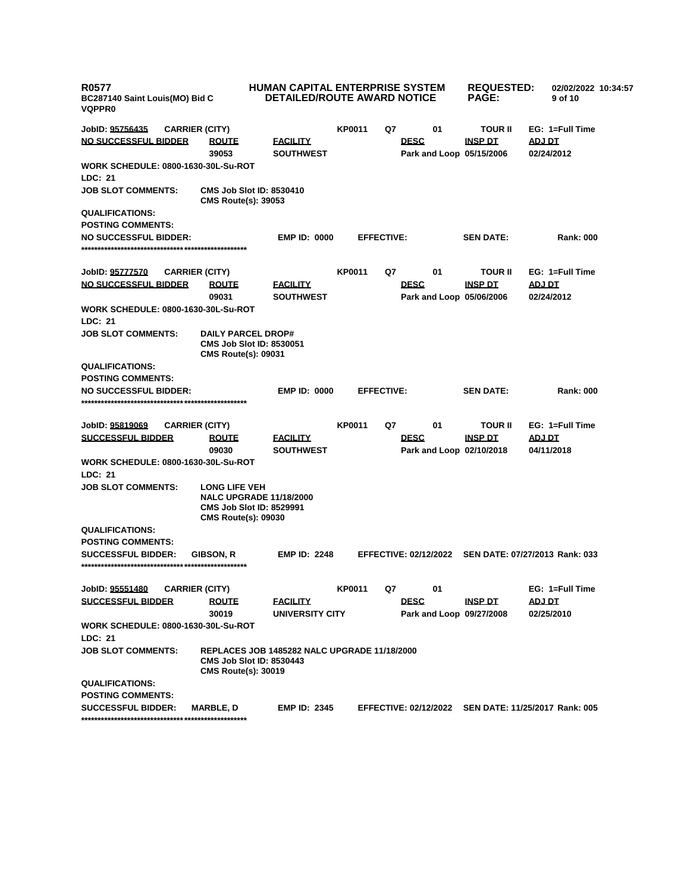R0577
BC287140 Saint Louis(MO) Bid C
VQPPR0

HUMAN CAPITAL ENTERPRISE SYSTEM
DETAILED/ROUTE AWARD NOTICE

REQUESTED: 02/02/2022 10:34:57

**JobID: 95756435 CARRIER (CITY) KP0011 Q7 01 TOUR II EG: 1=Full Time**

| NO SUCCESSFUL BIDDER | ROUTE | FACILITY | DESC | INSP DT | ADJ DT |
|---|---|---|---|---|---|
| | 39053 | SOUTHWEST | Park and Loop | 05/15/2006 | 02/24/2012 |

**WORK SCHEDULE: 0800-1630-30L-Su-ROT**
**LDC: 21**
**JOB SLOT COMMENTS:** CMS Job Slot ID: 8530410
CMS Route(s): 39053
**QUALIFICATIONS:**
**POSTING COMMENTS:**
**NO SUCCESSFUL BIDDER: EMP ID: 0000 EFFECTIVE: SEN DATE: Rank: 000**
****************************************************

**JobID: 95777570 CARRIER (CITY) KP0011 Q7 01 TOUR II EG: 1=Full Time**

| NO SUCCESSFUL BIDDER | ROUTE | FACILITY | DESC | INSP DT | ADJ DT |
|---|---|---|---|---|---|
| | 09031 | SOUTHWEST | Park and Loop | 05/06/2006 | 02/24/2012 |

**WORK SCHEDULE: 0800-1630-30L-Su-ROT**
**LDC: 21**
**JOB SLOT COMMENTS:** DAILY PARCEL DROP#
CMS Job Slot ID: 8530051
CMS Route(s): 09031
**QUALIFICATIONS:**
**POSTING COMMENTS:**
**NO SUCCESSFUL BIDDER: EMP ID: 0000 EFFECTIVE: SEN DATE: Rank: 000**
****************************************************

**JobID: 95819069 CARRIER (CITY) KP0011 Q7 01 TOUR II EG: 1=Full Time**

| SUCCESSFUL BIDDER | ROUTE | FACILITY | DESC | INSP DT | ADJ DT |
|---|---|---|---|---|---|
| | 09030 | SOUTHWEST | Park and Loop | 02/10/2018 | 04/11/2018 |

**WORK SCHEDULE: 0800-1630-30L-Su-ROT**
**LDC: 21**
**JOB SLOT COMMENTS:** LONG LIFE VEH
NALC UPGRADE 11/18/2000
CMS Job Slot ID: 8529991
CMS Route(s): 09030
**QUALIFICATIONS:**
**POSTING COMMENTS:**
**SUCCESSFUL BIDDER: GIBSON, R EMP ID: 2248 EFFECTIVE: 02/12/2022 SEN DATE: 07/27/2013 Rank: 033**
****************************************************

**JobID: 95551480 CARRIER (CITY) KP0011 Q7 01 EG: 1=Full Time**

| SUCCESSFUL BIDDER | ROUTE | FACILITY | DESC | INSP DT | ADJ DT |
|---|---|---|---|---|---|
| | 30019 | UNIVERSITY CITY | Park and Loop | 09/27/2008 | 02/25/2010 |

**WORK SCHEDULE: 0800-1630-30L-Su-ROT**
**LDC: 21**
**JOB SLOT COMMENTS:** REPLACES JOB 1485282 NALC UPGRADE 11/18/2000
CMS Job Slot ID: 8530443
CMS Route(s): 30019
**QUALIFICATIONS:**
**POSTING COMMENTS:**
**SUCCESSFUL BIDDER: MARBLE, D EMP ID: 2345 EFFECTIVE: 02/12/2022 SEN DATE: 11/25/2017 Rank: 005**
****************************************************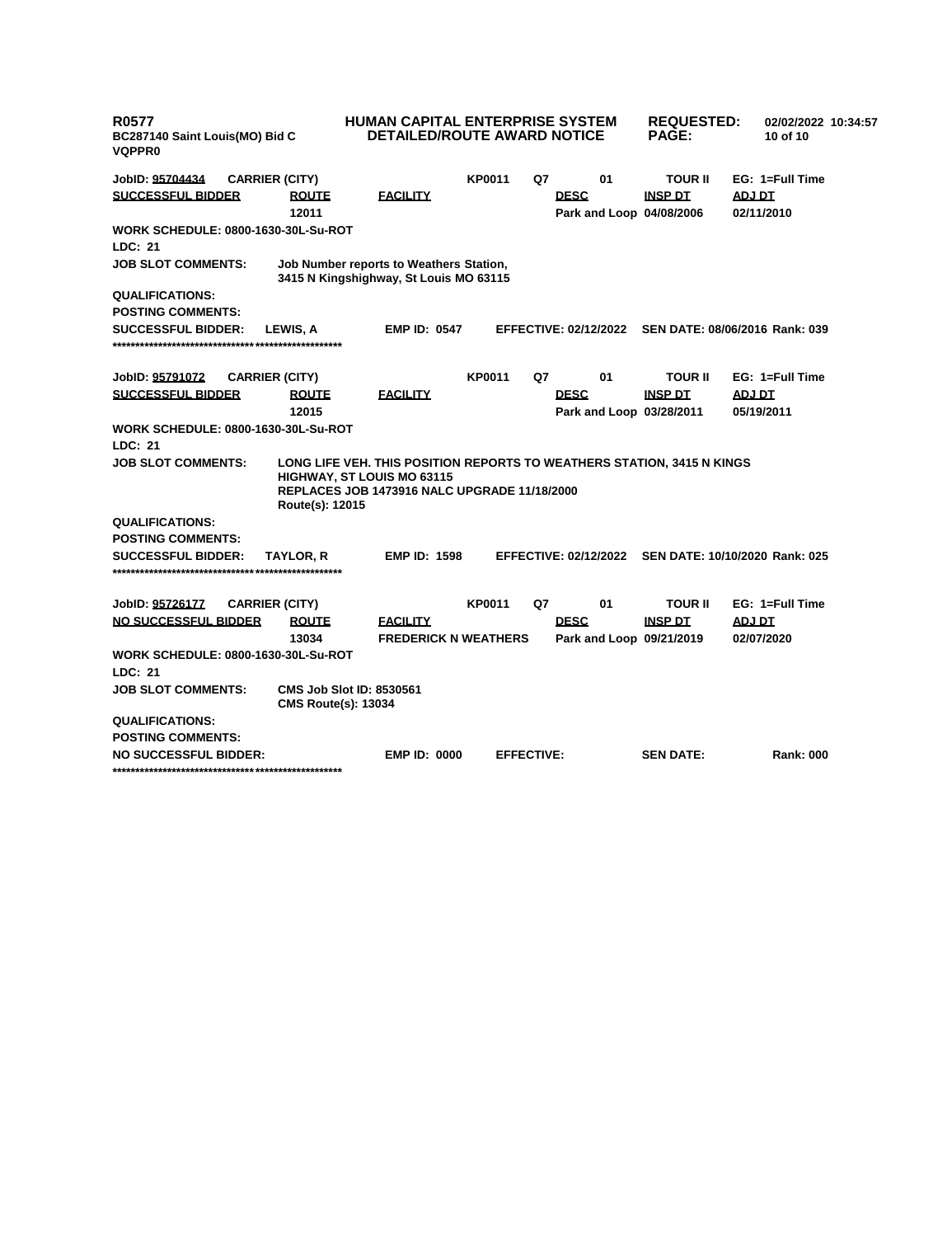**R0577** **HUMAN CAPITAL ENTERPRISE SYSTEM** **REQUESTED:** 02/02/2022 10:34:57
**BC287140 Saint Louis(MO) Bid C** **DETAILED/ROUTE AWARD NOTICE**
**VQPPR0**

| JobID: 95704434 | CARRIER (CITY) | | KP0011 | Q7 | 01 | TOUR II | EG: 1=Full Time |
|---|---|---|---|---|---|---|---|
| SUCCESSFUL BIDDER | ROUTE | FACILITY | | | DESC | INSP DT | ADJ DT |
| | 12011 | | | | Park and Loop | 04/08/2006 | 02/11/2010 |

**WORK SCHEDULE: 0800-1630-30L-Su-ROT**
**LDC: 21**
**JOB SLOT COMMENTS:** Job Number reports to Weathers Station, 3415 N Kingshighway, St Louis MO 63115
**QUALIFICATIONS:**
**POSTING COMMENTS:**
**SUCCESSFUL BIDDER:** LEWIS, A **EMP ID:** 0547 **EFFECTIVE:** 02/12/2022 **SEN DATE:** 08/06/2016 **Rank:** 039

***************************************************

| JobID: 95791072 | CARRIER (CITY) | | KP0011 | Q7 | 01 | TOUR II | EG: 1=Full Time |
|---|---|---|---|---|---|---|---|
| SUCCESSFUL BIDDER | ROUTE | FACILITY | | | DESC | INSP DT | ADJ DT |
| | 12015 | | | | Park and Loop | 03/28/2011 | 05/19/2011 |

**WORK SCHEDULE: 0800-1630-30L-Su-ROT**
**LDC: 21**
**JOB SLOT COMMENTS:** LONG LIFE VEH. THIS POSITION REPORTS TO WEATHERS STATION, 3415 N KINGS HIGHWAY, ST LOUIS MO 63115
REPLACES JOB 1473916 NALC UPGRADE 11/18/2000
Route(s): 12015
**QUALIFICATIONS:**
**POSTING COMMENTS:**
**SUCCESSFUL BIDDER:** TAYLOR, R **EMP ID:** 1598 **EFFECTIVE:** 02/12/2022 **SEN DATE:** 10/10/2020 **Rank:** 025

***************************************************

| JobID: 95726177 | CARRIER (CITY) | | KP0011 | Q7 | 01 | TOUR II | EG: 1=Full Time |
|---|---|---|---|---|---|---|---|
| NO SUCCESSFUL BIDDER | ROUTE | FACILITY | | | DESC | INSP DT | ADJ DT |
| | 13034 | FREDERICK N WEATHERS | | | Park and Loop | 09/21/2019 | 02/07/2020 |

**WORK SCHEDULE: 0800-1630-30L-Su-ROT**
**LDC: 21**
**JOB SLOT COMMENTS:** CMS Job Slot ID: 8530561
CMS Route(s): 13034
**QUALIFICATIONS:**
**POSTING COMMENTS:**
**NO SUCCESSFUL BIDDER:** **EMP ID:** 0000 **EFFECTIVE:** **SEN DATE:** **Rank:** 000

***************************************************